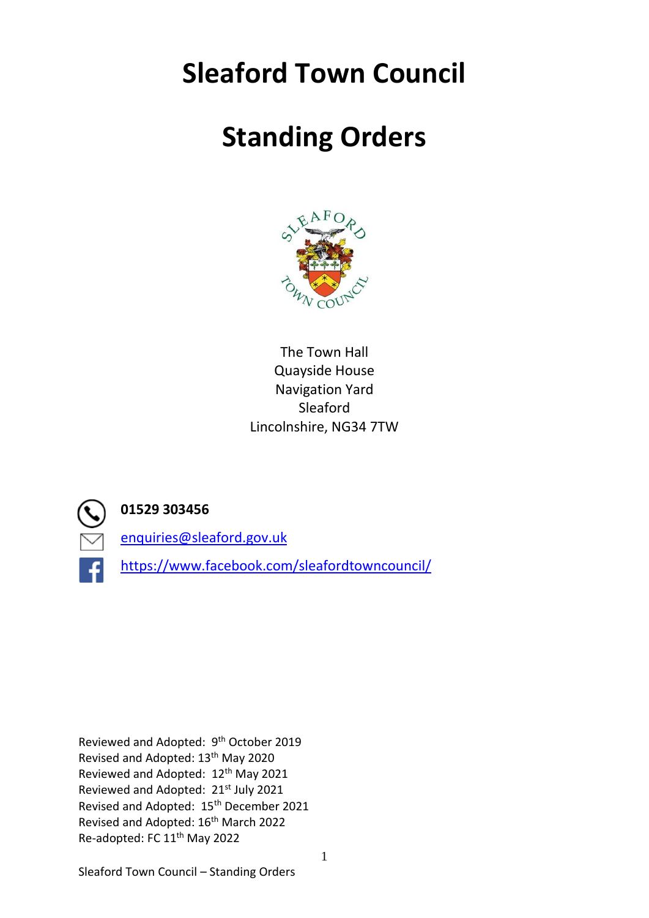# Sleaford Town Council

# Standing Orders

The Town Hall
Quayside House
Navigation Yard
Sleaford
Lincolnshire, NG34 7TW

**01529 303456**

enquiries@sleaford.gov.uk

https://www.facebook.com/sleafordtowncouncil/

Reviewed and Adopted: 9th October 2019
Revised and Adopted: 13th May 2020
Reviewed and Adopted: 12th May 2021
Reviewed and Adopted: 21st July 2021
Revised and Adopted: 15th December 2021
Revised and Adopted: 16th March 2022
Re-adopted: FC 11th May 2022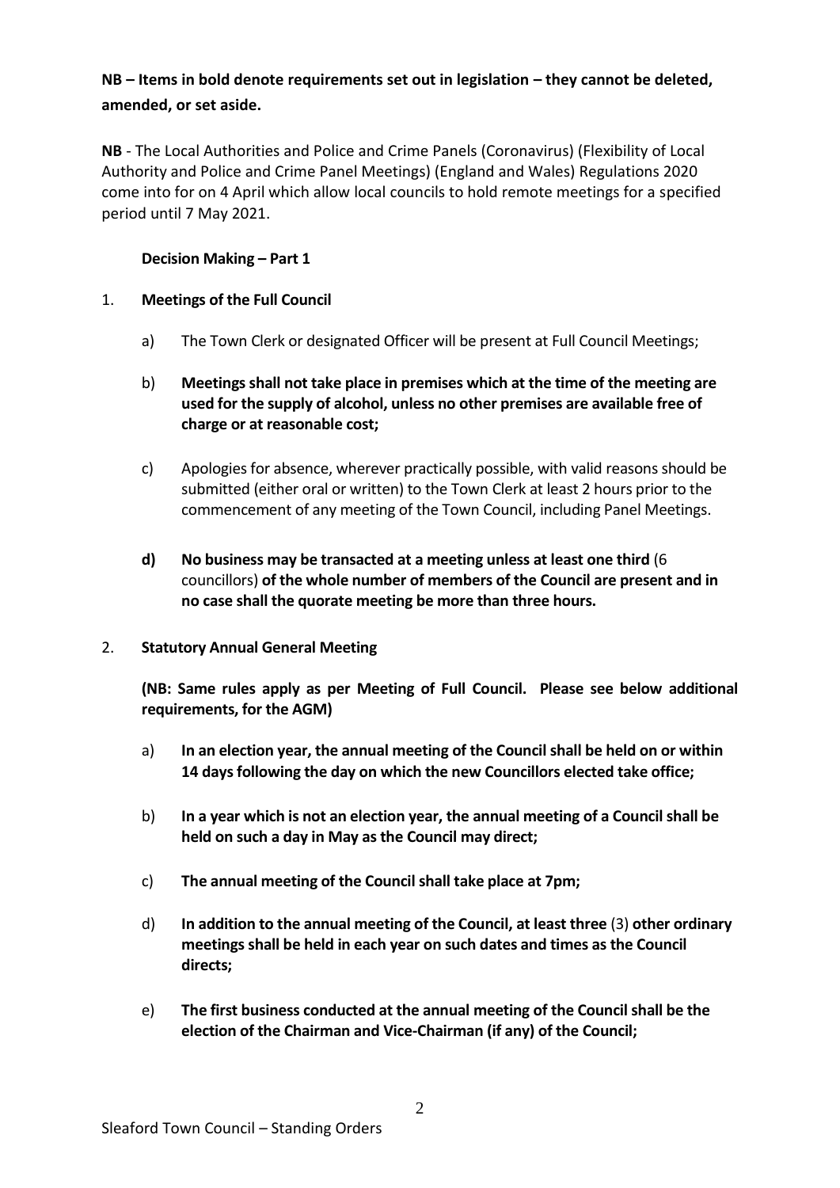**NB – Items in bold denote requirements set out in legislation – they cannot be deleted, amended, or set aside.**

**NB** - The Local Authorities and Police and Crime Panels (Coronavirus) (Flexibility of Local Authority and Police and Crime Panel Meetings) (England and Wales) Regulations 2020 come into for on 4 April which allow local councils to hold remote meetings for a specified period until 7 May 2021.

**Decision Making – Part 1**

1. **Meetings of the Full Council**

    a) The Town Clerk or designated Officer will be present at Full Council Meetings;

    b) **Meetings shall not take place in premises which at the time of the meeting are used for the supply of alcohol, unless no other premises are available free of charge or at reasonable cost;**

    c) Apologies for absence, wherever practically possible, with valid reasons should be submitted (either oral or written) to the Town Clerk at least 2 hours prior to the commencement of any meeting of the Town Council, including Panel Meetings.

    **d) No business may be transacted at a meeting unless at least one third** (6 councillors) **of the whole number of members of the Council are present and in no case shall the quorate meeting be more than three hours.**

2. **Statutory Annual General Meeting**

    **(NB: Same rules apply as per Meeting of Full Council. Please see below additional requirements, for the AGM)**

    a) **In an election year, the annual meeting of the Council shall be held on or within 14 days following the day on which the new Councillors elected take office;**

    b) **In a year which is not an election year, the annual meeting of a Council shall be held on such a day in May as the Council may direct;**

    c) **The annual meeting of the Council shall take place at 7pm;**

    d) **In addition to the annual meeting of the Council, at least three** (3) **other ordinary meetings shall be held in each year on such dates and times as the Council directs;**

    e) **The first business conducted at the annual meeting of the Council shall be the election of the Chairman and Vice-Chairman (if any) of the Council;**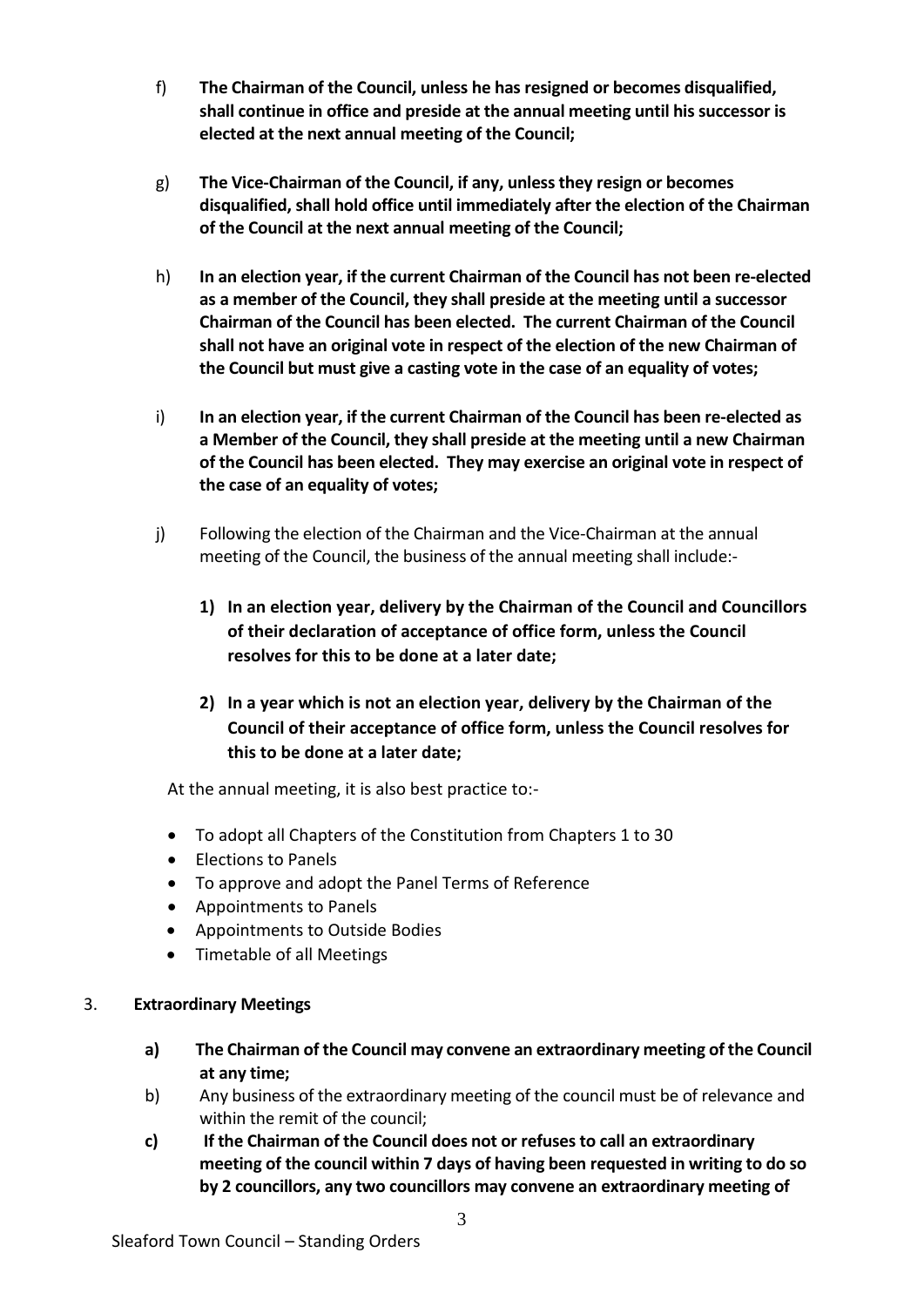f) **The Chairman of the Council, unless he has resigned or becomes disqualified, shall continue in office and preside at the annual meeting until his successor is elected at the next annual meeting of the Council;**

g) **The Vice-Chairman of the Council, if any, unless they resign or becomes disqualified, shall hold office until immediately after the election of the Chairman of the Council at the next annual meeting of the Council;**

h) **In an election year, if the current Chairman of the Council has not been re-elected as a member of the Council, they shall preside at the meeting until a successor Chairman of the Council has been elected. The current Chairman of the Council shall not have an original vote in respect of the election of the new Chairman of the Council but must give a casting vote in the case of an equality of votes;**

i) **In an election year, if the current Chairman of the Council has been re-elected as a Member of the Council, they shall preside at the meeting until a new Chairman of the Council has been elected. They may exercise an original vote in respect of the case of an equality of votes;**

j) Following the election of the Chairman and the Vice-Chairman at the annual meeting of the Council, the business of the annual meeting shall include:-

   1) **In an election year, delivery by the Chairman of the Council and Councillors of their declaration of acceptance of office form, unless the Council resolves for this to be done at a later date;**

   2) **In a year which is not an election year, delivery by the Chairman of the Council of their acceptance of office form, unless the Council resolves for this to be done at a later date;**

At the annual meeting, it is also best practice to:-

- To adopt all Chapters of the Constitution from Chapters 1 to 30
- Elections to Panels
- To approve and adopt the Panel Terms of Reference
- Appointments to Panels
- Appointments to Outside Bodies
- Timetable of all Meetings

3. **Extraordinary Meetings**

   **a) The Chairman of the Council may convene an extraordinary meeting of the Council at any time;**

   b) Any business of the extraordinary meeting of the council must be of relevance and within the remit of the council;

   **c) If the Chairman of the Council does not or refuses to call an extraordinary meeting of the council within 7 days of having been requested in writing to do so by 2 councillors, any two councillors may convene an extraordinary meeting of**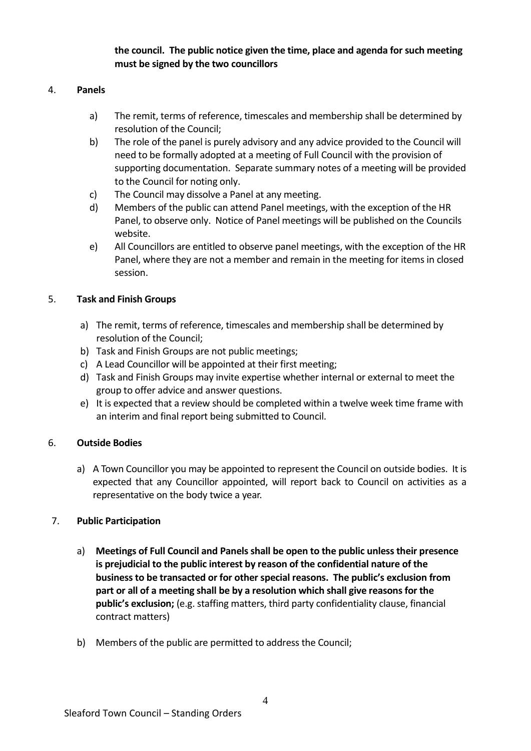**the council. The public notice given the time, place and agenda for such meeting must be signed by the two councillors**

4. **Panels**

   a) The remit, terms of reference, timescales and membership shall be determined by resolution of the Council;
   b) The role of the panel is purely advisory and any advice provided to the Council will need to be formally adopted at a meeting of Full Council with the provision of supporting documentation. Separate summary notes of a meeting will be provided to the Council for noting only.
   c) The Council may dissolve a Panel at any meeting.
   d) Members of the public can attend Panel meetings, with the exception of the HR Panel, to observe only. Notice of Panel meetings will be published on the Councils website.
   e) All Councillors are entitled to observe panel meetings, with the exception of the HR Panel, where they are not a member and remain in the meeting for items in closed session.

5. **Task and Finish Groups**

   a) The remit, terms of reference, timescales and membership shall be determined by resolution of the Council;
   b) Task and Finish Groups are not public meetings;
   c) A Lead Councillor will be appointed at their first meeting;
   d) Task and Finish Groups may invite expertise whether internal or external to meet the group to offer advice and answer questions.
   e) It is expected that a review should be completed within a twelve week time frame with an interim and final report being submitted to Council.

6. **Outside Bodies**

   a) A Town Councillor you may be appointed to represent the Council on outside bodies. It is expected that any Councillor appointed, will report back to Council on activities as a representative on the body twice a year.

7. **Public Participation**

   a) **Meetings of Full Council and Panels shall be open to the public unless their presence is prejudicial to the public interest by reason of the confidential nature of the business to be transacted or for other special reasons. The public's exclusion from part or all of a meeting shall be by a resolution which shall give reasons for the public's exclusion;** (e.g. staffing matters, third party confidentiality clause, financial contract matters)

   b) Members of the public are permitted to address the Council;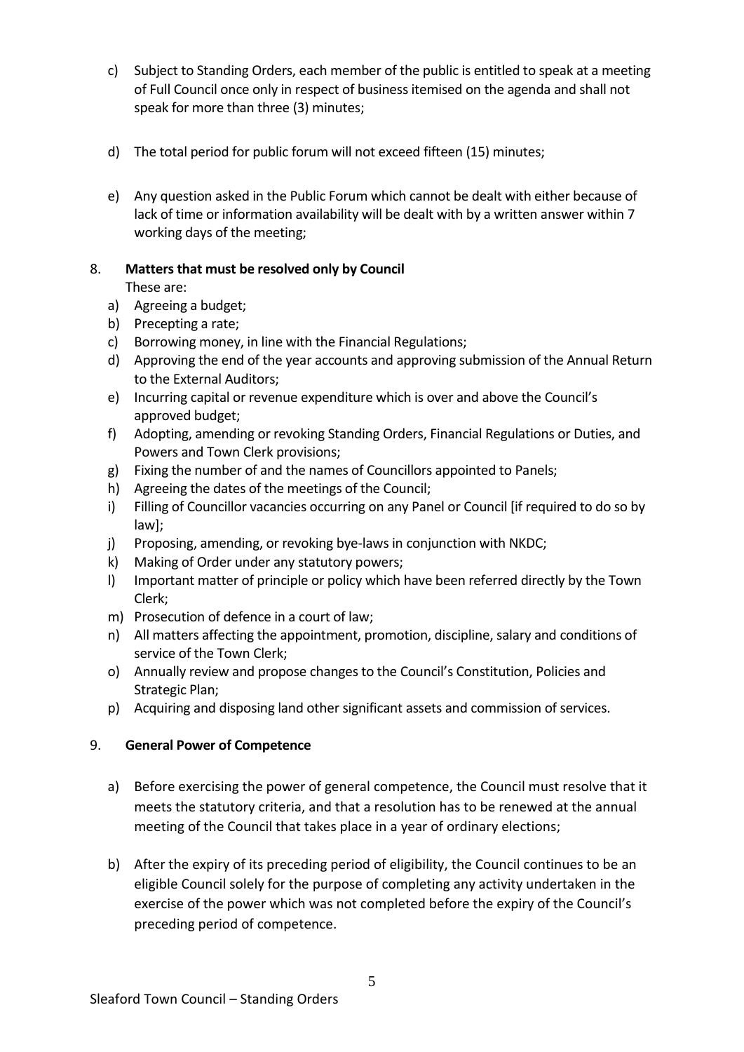c) Subject to Standing Orders, each member of the public is entitled to speak at a meeting of Full Council once only in respect of business itemised on the agenda and shall not speak for more than three (3) minutes;

d) The total period for public forum will not exceed fifteen (15) minutes;

e) Any question asked in the Public Forum which cannot be dealt with either because of lack of time or information availability will be dealt with by a written answer within 7 working days of the meeting;

8. **Matters that must be resolved only by Council**

These are:

a) Agreeing a budget;
b) Precepting a rate;
c) Borrowing money, in line with the Financial Regulations;
d) Approving the end of the year accounts and approving submission of the Annual Return to the External Auditors;
e) Incurring capital or revenue expenditure which is over and above the Council's approved budget;
f) Adopting, amending or revoking Standing Orders, Financial Regulations or Duties, and Powers and Town Clerk provisions;
g) Fixing the number of and the names of Councillors appointed to Panels;
h) Agreeing the dates of the meetings of the Council;
i) Filling of Councillor vacancies occurring on any Panel or Council [if required to do so by law];
j) Proposing, amending, or revoking bye-laws in conjunction with NKDC;
k) Making of Order under any statutory powers;
l) Important matter of principle or policy which have been referred directly by the Town Clerk;
m) Prosecution of defence in a court of law;
n) All matters affecting the appointment, promotion, discipline, salary and conditions of service of the Town Clerk;
o) Annually review and propose changes to the Council's Constitution, Policies and Strategic Plan;
p) Acquiring and disposing land other significant assets and commission of services.

9. **General Power of Competence**

a) Before exercising the power of general competence, the Council must resolve that it meets the statutory criteria, and that a resolution has to be renewed at the annual meeting of the Council that takes place in a year of ordinary elections;

b) After the expiry of its preceding period of eligibility, the Council continues to be an eligible Council solely for the purpose of completing any activity undertaken in the exercise of the power which was not completed before the expiry of the Council's preceding period of competence.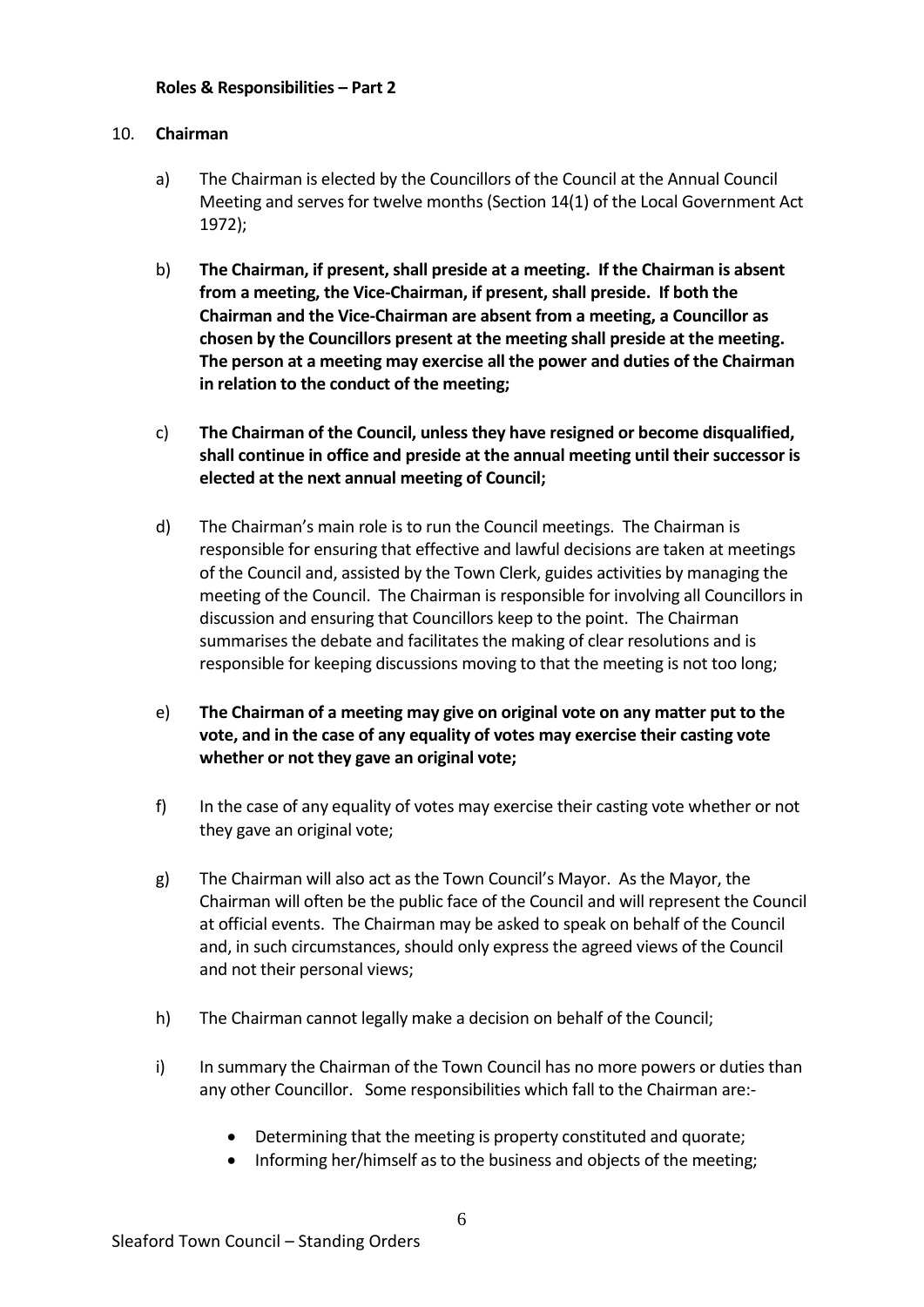**Roles & Responsibilities – Part 2**

10. **Chairman**

a) The Chairman is elected by the Councillors of the Council at the Annual Council Meeting and serves for twelve months (Section 14(1) of the Local Government Act 1972);

b) **The Chairman, if present, shall preside at a meeting. If the Chairman is absent from a meeting, the Vice-Chairman, if present, shall preside. If both the Chairman and the Vice-Chairman are absent from a meeting, a Councillor as chosen by the Councillors present at the meeting shall preside at the meeting. The person at a meeting may exercise all the power and duties of the Chairman in relation to the conduct of the meeting;**

c) **The Chairman of the Council, unless they have resigned or become disqualified, shall continue in office and preside at the annual meeting until their successor is elected at the next annual meeting of Council;**

d) The Chairman's main role is to run the Council meetings. The Chairman is responsible for ensuring that effective and lawful decisions are taken at meetings of the Council and, assisted by the Town Clerk, guides activities by managing the meeting of the Council. The Chairman is responsible for involving all Councillors in discussion and ensuring that Councillors keep to the point. The Chairman summarises the debate and facilitates the making of clear resolutions and is responsible for keeping discussions moving to that the meeting is not too long;

e) **The Chairman of a meeting may give on original vote on any matter put to the vote, and in the case of any equality of votes may exercise their casting vote whether or not they gave an original vote;**

f) In the case of any equality of votes may exercise their casting vote whether or not they gave an original vote;

g) The Chairman will also act as the Town Council's Mayor. As the Mayor, the Chairman will often be the public face of the Council and will represent the Council at official events. The Chairman may be asked to speak on behalf of the Council and, in such circumstances, should only express the agreed views of the Council and not their personal views;

h) The Chairman cannot legally make a decision on behalf of the Council;

i) In summary the Chairman of the Town Council has no more powers or duties than any other Councillor. Some responsibilities which fall to the Chairman are:-

- Determining that the meeting is property constituted and quorate;
- Informing her/himself as to the business and objects of the meeting;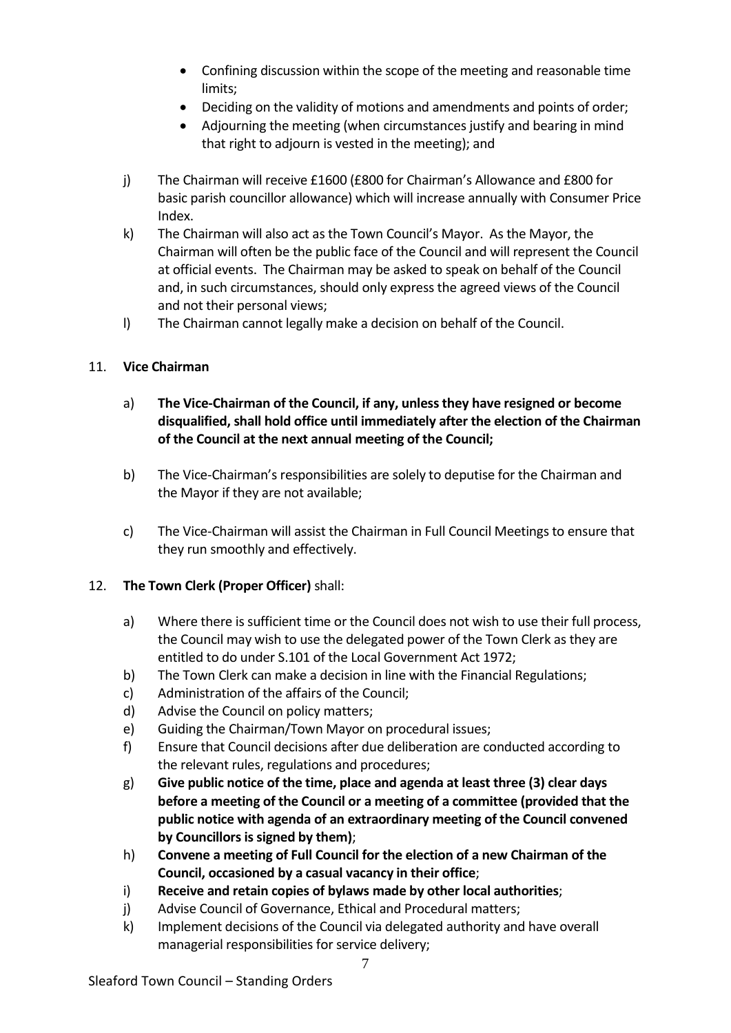- Confining discussion within the scope of the meeting and reasonable time limits;
- Deciding on the validity of motions and amendments and points of order;
- Adjourning the meeting (when circumstances justify and bearing in mind that right to adjourn is vested in the meeting); and

j) The Chairman will receive £1600 (£800 for Chairman's Allowance and £800 for basic parish councillor allowance) which will increase annually with Consumer Price Index.

k) The Chairman will also act as the Town Council's Mayor. As the Mayor, the Chairman will often be the public face of the Council and will represent the Council at official events. The Chairman may be asked to speak on behalf of the Council and, in such circumstances, should only express the agreed views of the Council and not their personal views;

l) The Chairman cannot legally make a decision on behalf of the Council.

11. **Vice Chairman**

a) **The Vice-Chairman of the Council, if any, unless they have resigned or become disqualified, shall hold office until immediately after the election of the Chairman of the Council at the next annual meeting of the Council;**

b) The Vice-Chairman's responsibilities are solely to deputise for the Chairman and the Mayor if they are not available;

c) The Vice-Chairman will assist the Chairman in Full Council Meetings to ensure that they run smoothly and effectively.

12. **The Town Clerk (Proper Officer)** shall:

a) Where there is sufficient time or the Council does not wish to use their full process, the Council may wish to use the delegated power of the Town Clerk as they are entitled to do under S.101 of the Local Government Act 1972;

b) The Town Clerk can make a decision in line with the Financial Regulations;

c) Administration of the affairs of the Council;

d) Advise the Council on policy matters;

e) Guiding the Chairman/Town Mayor on procedural issues;

f) Ensure that Council decisions after due deliberation are conducted according to the relevant rules, regulations and procedures;

g) **Give public notice of the time, place and agenda at least three (3) clear days before a meeting of the Council or a meeting of a committee (provided that the public notice with agenda of an extraordinary meeting of the Council convened by Councillors is signed by them)**;

h) **Convene a meeting of Full Council for the election of a new Chairman of the Council, occasioned by a casual vacancy in their office**;

i) **Receive and retain copies of bylaws made by other local authorities**;

j) Advise Council of Governance, Ethical and Procedural matters;

k) Implement decisions of the Council via delegated authority and have overall managerial responsibilities for service delivery;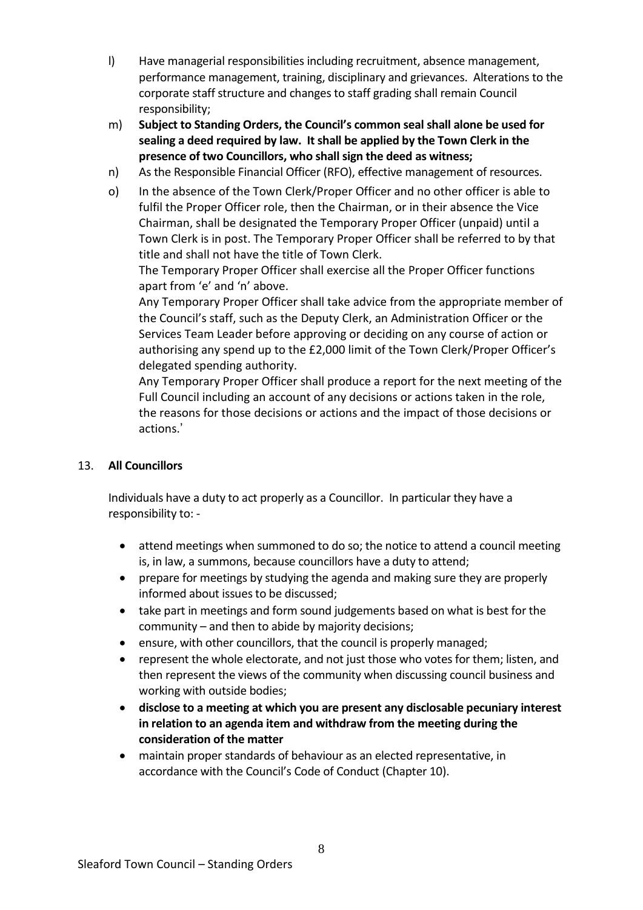l) Have managerial responsibilities including recruitment, absence management, performance management, training, disciplinary and grievances. Alterations to the corporate staff structure and changes to staff grading shall remain Council responsibility;

m) **Subject to Standing Orders, the Council's common seal shall alone be used for sealing a deed required by law. It shall be applied by the Town Clerk in the presence of two Councillors, who shall sign the deed as witness;**

n) As the Responsible Financial Officer (RFO), effective management of resources.

o) In the absence of the Town Clerk/Proper Officer and no other officer is able to fulfil the Proper Officer role, then the Chairman, or in their absence the Vice Chairman, shall be designated the Temporary Proper Officer (unpaid) until a Town Clerk is in post. The Temporary Proper Officer shall be referred to by that title and shall not have the title of Town Clerk.
The Temporary Proper Officer shall exercise all the Proper Officer functions apart from 'e' and 'n' above.
Any Temporary Proper Officer shall take advice from the appropriate member of the Council's staff, such as the Deputy Clerk, an Administration Officer or the Services Team Leader before approving or deciding on any course of action or authorising any spend up to the £2,000 limit of the Town Clerk/Proper Officer's delegated spending authority.
Any Temporary Proper Officer shall produce a report for the next meeting of the Full Council including an account of any decisions or actions taken in the role, the reasons for those decisions or actions and the impact of those decisions or actions.'

## 13. **All Councillors**

Individuals have a duty to act properly as a Councillor. In particular they have a responsibility to: -

- attend meetings when summoned to do so; the notice to attend a council meeting is, in law, a summons, because councillors have a duty to attend;
- prepare for meetings by studying the agenda and making sure they are properly informed about issues to be discussed;
- take part in meetings and form sound judgements based on what is best for the community – and then to abide by majority decisions;
- ensure, with other councillors, that the council is properly managed;
- represent the whole electorate, and not just those who votes for them; listen, and then represent the views of the community when discussing council business and working with outside bodies;
- **disclose to a meeting at which you are present any disclosable pecuniary interest in relation to an agenda item and withdraw from the meeting during the consideration of the matter**
- maintain proper standards of behaviour as an elected representative, in accordance with the Council's Code of Conduct (Chapter 10).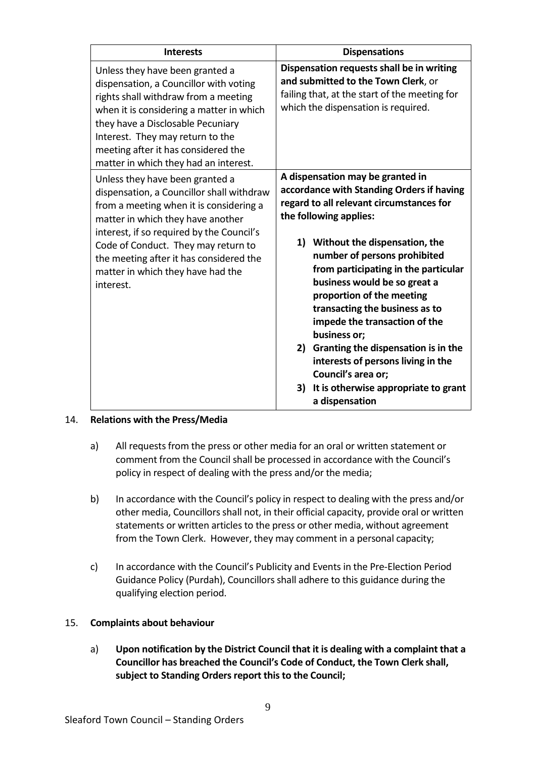| **Interests** | **Dispensations** |
|---|---|
| Unless they have been granted a dispensation, a Councillor with voting rights shall withdraw from a meeting when it is considering a matter in which they have a Disclosable Pecuniary Interest. They may return to the meeting after it has considered the matter in which they had an interest. | **Dispensation requests shall be in writing and submitted to the Town Clerk**, or failing that, at the start of the meeting for which the dispensation is required. |
| Unless they have been granted a dispensation, a Councillor shall withdraw from a meeting when it is considering a matter in which they have another interest, if so required by the Council's Code of Conduct. They may return to the meeting after it has considered the matter in which they have had the interest. | **A dispensation may be granted in accordance with Standing Orders if having regard to all relevant circumstances for the following applies:**<br><br>**1) Without the dispensation, the number of persons prohibited from participating in the particular business would be so great a proportion of the meeting transacting the business as to impede the transaction of the business or;**<br>**2) Granting the dispensation is in the interests of persons living in the Council's area or;**<br>**3) It is otherwise appropriate to grant a dispensation** |

14. **Relations with the Press/Media**

    a) All requests from the press or other media for an oral or written statement or comment from the Council shall be processed in accordance with the Council's policy in respect of dealing with the press and/or the media;

    b) In accordance with the Council's policy in respect to dealing with the press and/or other media, Councillors shall not, in their official capacity, provide oral or written statements or written articles to the press or other media, without agreement from the Town Clerk. However, they may comment in a personal capacity;

    c) In accordance with the Council's Publicity and Events in the Pre-Election Period Guidance Policy (Purdah), Councillors shall adhere to this guidance during the qualifying election period.

15. **Complaints about behaviour**

    a) **Upon notification by the District Council that it is dealing with a complaint that a Councillor has breached the Council's Code of Conduct, the Town Clerk shall, subject to Standing Orders report this to the Council;**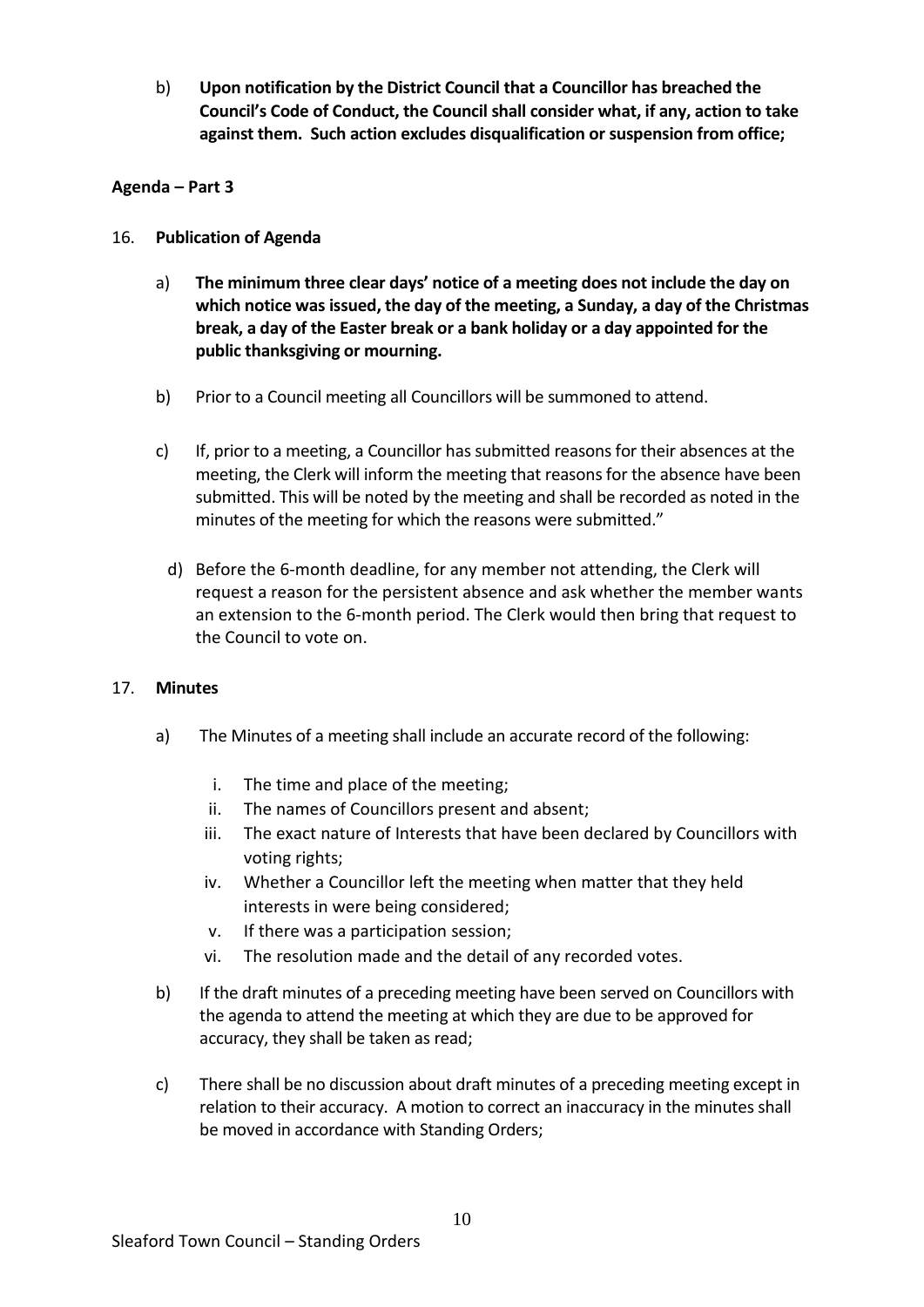b) **Upon notification by the District Council that a Councillor has breached the Council's Code of Conduct, the Council shall consider what, if any, action to take against them. Such action excludes disqualification or suspension from office;**

**Agenda – Part 3**

16. **Publication of Agenda**

    a) **The minimum three clear days' notice of a meeting does not include the day on which notice was issued, the day of the meeting, a Sunday, a day of the Christmas break, a day of the Easter break or a bank holiday or a day appointed for the public thanksgiving or mourning.**

    b) Prior to a Council meeting all Councillors will be summoned to attend.

    c) If, prior to a meeting, a Councillor has submitted reasons for their absences at the meeting, the Clerk will inform the meeting that reasons for the absence have been submitted. This will be noted by the meeting and shall be recorded as noted in the minutes of the meeting for which the reasons were submitted."

    d) Before the 6-month deadline, for any member not attending, the Clerk will request a reason for the persistent absence and ask whether the member wants an extension to the 6-month period. The Clerk would then bring that request to the Council to vote on.

17. **Minutes**

    a) The Minutes of a meeting shall include an accurate record of the following:

        i. The time and place of the meeting;
        ii. The names of Councillors present and absent;
        iii. The exact nature of Interests that have been declared by Councillors with voting rights;
        iv. Whether a Councillor left the meeting when matter that they held interests in were being considered;
        v. If there was a participation session;
        vi. The resolution made and the detail of any recorded votes.

    b) If the draft minutes of a preceding meeting have been served on Councillors with the agenda to attend the meeting at which they are due to be approved for accuracy, they shall be taken as read;

    c) There shall be no discussion about draft minutes of a preceding meeting except in relation to their accuracy. A motion to correct an inaccuracy in the minutes shall be moved in accordance with Standing Orders;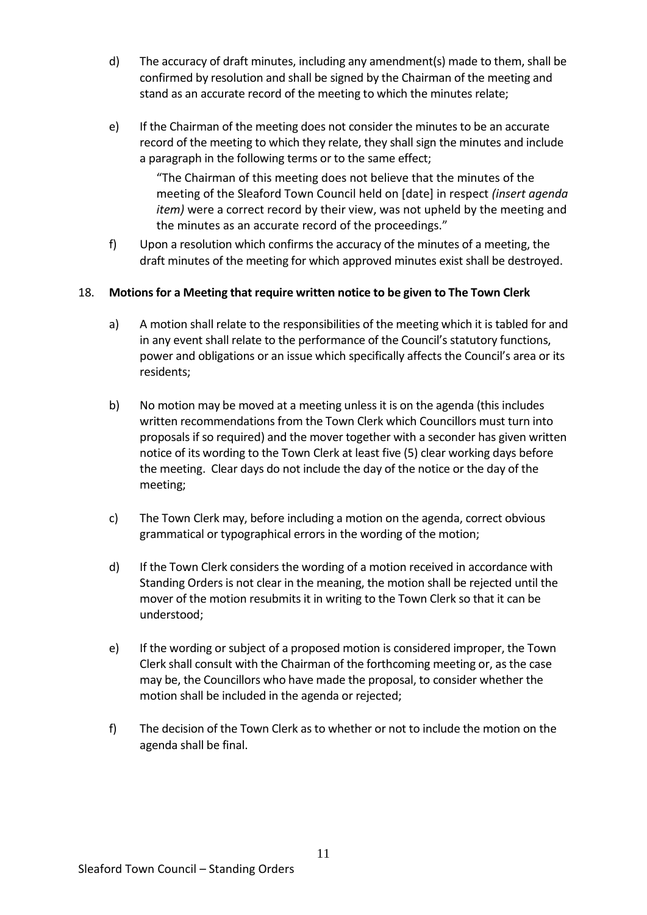d) The accuracy of draft minutes, including any amendment(s) made to them, shall be confirmed by resolution and shall be signed by the Chairman of the meeting and stand as an accurate record of the meeting to which the minutes relate;

e) If the Chairman of the meeting does not consider the minutes to be an accurate record of the meeting to which they relate, they shall sign the minutes and include a paragraph in the following terms or to the same effect;

> "The Chairman of this meeting does not believe that the minutes of the meeting of the Sleaford Town Council held on [date] in respect *(insert agenda item)* were a correct record by their view, was not upheld by the meeting and the minutes as an accurate record of the proceedings."

f) Upon a resolution which confirms the accuracy of the minutes of a meeting, the draft minutes of the meeting for which approved minutes exist shall be destroyed.

## 18. **Motions for a Meeting that require written notice to be given to The Town Clerk**

a) A motion shall relate to the responsibilities of the meeting which it is tabled for and in any event shall relate to the performance of the Council's statutory functions, power and obligations or an issue which specifically affects the Council's area or its residents;

b) No motion may be moved at a meeting unless it is on the agenda (this includes written recommendations from the Town Clerk which Councillors must turn into proposals if so required) and the mover together with a seconder has given written notice of its wording to the Town Clerk at least five (5) clear working days before the meeting. Clear days do not include the day of the notice or the day of the meeting;

c) The Town Clerk may, before including a motion on the agenda, correct obvious grammatical or typographical errors in the wording of the motion;

d) If the Town Clerk considers the wording of a motion received in accordance with Standing Orders is not clear in the meaning, the motion shall be rejected until the mover of the motion resubmits it in writing to the Town Clerk so that it can be understood;

e) If the wording or subject of a proposed motion is considered improper, the Town Clerk shall consult with the Chairman of the forthcoming meeting or, as the case may be, the Councillors who have made the proposal, to consider whether the motion shall be included in the agenda or rejected;

f) The decision of the Town Clerk as to whether or not to include the motion on the agenda shall be final.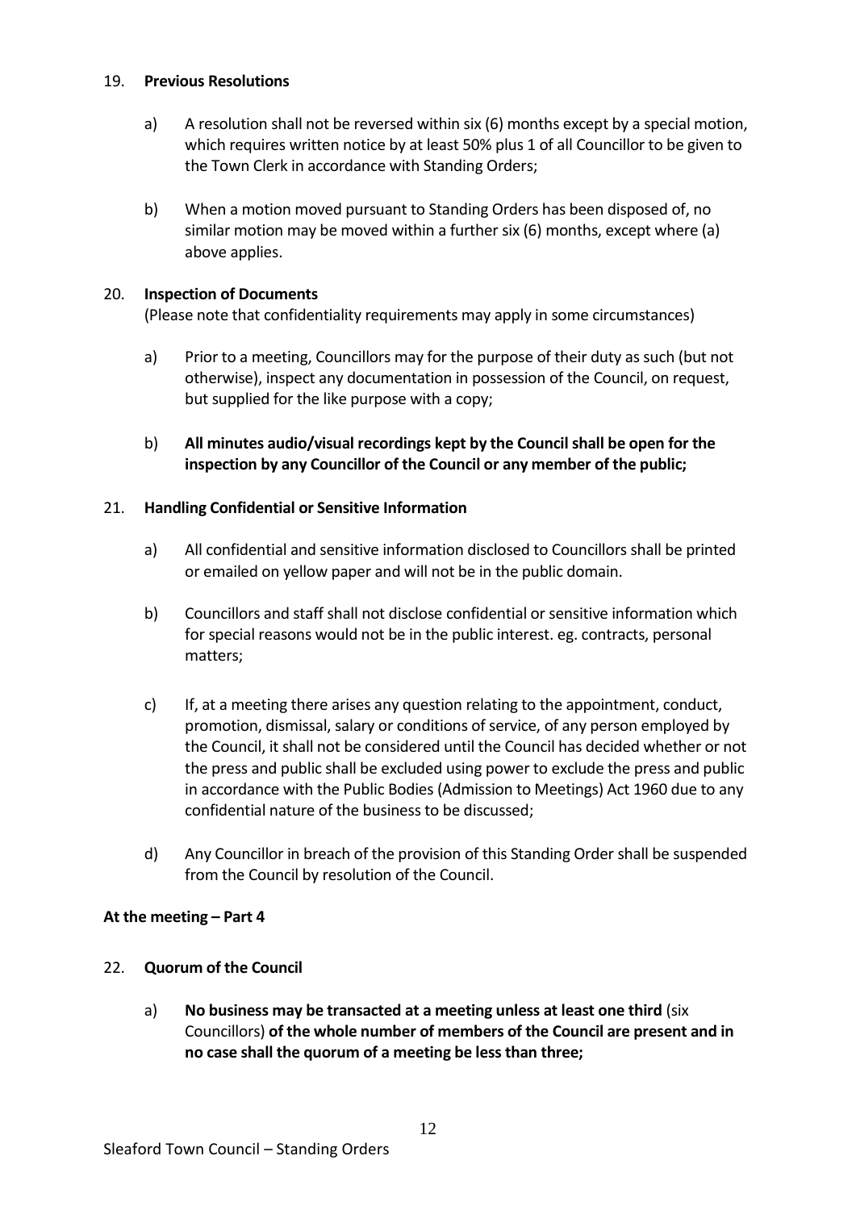## 19. **Previous Resolutions**

a) A resolution shall not be reversed within six (6) months except by a special motion, which requires written notice by at least 50% plus 1 of all Councillor to be given to the Town Clerk in accordance with Standing Orders;

b) When a motion moved pursuant to Standing Orders has been disposed of, no similar motion may be moved within a further six (6) months, except where (a) above applies.

## 20. **Inspection of Documents**

(Please note that confidentiality requirements may apply in some circumstances)

a) Prior to a meeting, Councillors may for the purpose of their duty as such (but not otherwise), inspect any documentation in possession of the Council, on request, but supplied for the like purpose with a copy;

b) **All minutes audio/visual recordings kept by the Council shall be open for the inspection by any Councillor of the Council or any member of the public;**

## 21. **Handling Confidential or Sensitive Information**

a) All confidential and sensitive information disclosed to Councillors shall be printed or emailed on yellow paper and will not be in the public domain.

b) Councillors and staff shall not disclose confidential or sensitive information which for special reasons would not be in the public interest. eg. contracts, personal matters;

c) If, at a meeting there arises any question relating to the appointment, conduct, promotion, dismissal, salary or conditions of service, of any person employed by the Council, it shall not be considered until the Council has decided whether or not the press and public shall be excluded using power to exclude the press and public in accordance with the Public Bodies (Admission to Meetings) Act 1960 due to any confidential nature of the business to be discussed;

d) Any Councillor in breach of the provision of this Standing Order shall be suspended from the Council by resolution of the Council.

**At the meeting – Part 4**

## 22. **Quorum of the Council**

a) **No business may be transacted at a meeting unless at least one third** (six Councillors) **of the whole number of members of the Council are present and in no case shall the quorum of a meeting be less than three;**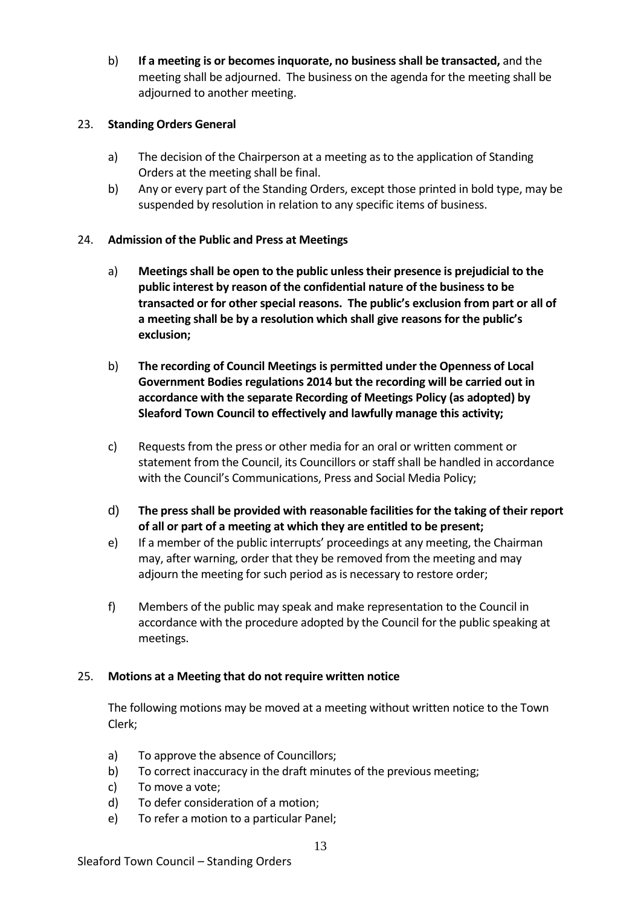b) **If a meeting is or becomes inquorate, no business shall be transacted,** and the meeting shall be adjourned. The business on the agenda for the meeting shall be adjourned to another meeting.

23. **Standing Orders General**

a) The decision of the Chairperson at a meeting as to the application of Standing Orders at the meeting shall be final.

b) Any or every part of the Standing Orders, except those printed in bold type, may be suspended by resolution in relation to any specific items of business.

24. **Admission of the Public and Press at Meetings**

a) **Meetings shall be open to the public unless their presence is prejudicial to the public interest by reason of the confidential nature of the business to be transacted or for other special reasons. The public's exclusion from part or all of a meeting shall be by a resolution which shall give reasons for the public's exclusion;**

b) **The recording of Council Meetings is permitted under the Openness of Local Government Bodies regulations 2014 but the recording will be carried out in accordance with the separate Recording of Meetings Policy (as adopted) by Sleaford Town Council to effectively and lawfully manage this activity;**

c) Requests from the press or other media for an oral or written comment or statement from the Council, its Councillors or staff shall be handled in accordance with the Council's Communications, Press and Social Media Policy;

d) **The press shall be provided with reasonable facilities for the taking of their report of all or part of a meeting at which they are entitled to be present;**

e) If a member of the public interrupts' proceedings at any meeting, the Chairman may, after warning, order that they be removed from the meeting and may adjourn the meeting for such period as is necessary to restore order;

f) Members of the public may speak and make representation to the Council in accordance with the procedure adopted by the Council for the public speaking at meetings.

25. **Motions at a Meeting that do not require written notice**

The following motions may be moved at a meeting without written notice to the Town Clerk;

a) To approve the absence of Councillors;
b) To correct inaccuracy in the draft minutes of the previous meeting;
c) To move a vote;
d) To defer consideration of a motion;
e) To refer a motion to a particular Panel;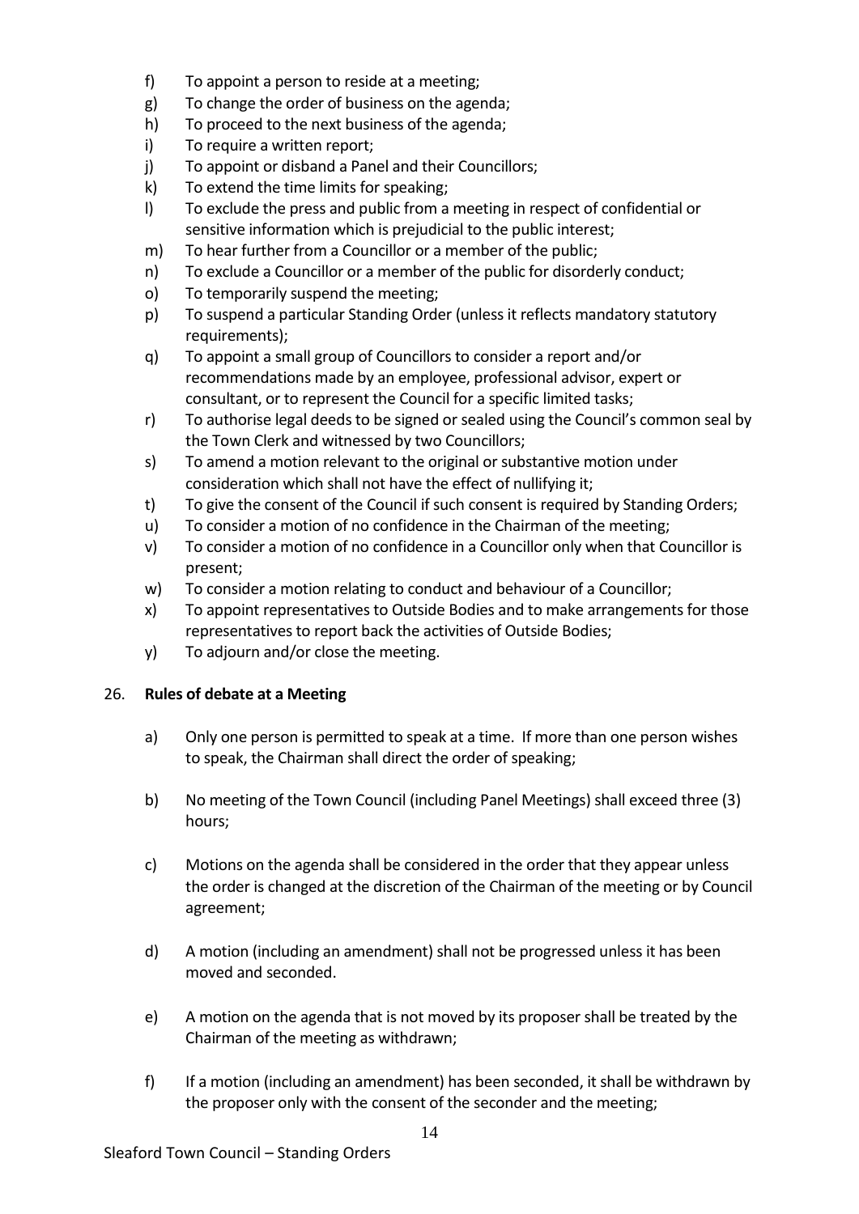f) To appoint a person to reside at a meeting;
g) To change the order of business on the agenda;
h) To proceed to the next business of the agenda;
i) To require a written report;
j) To appoint or disband a Panel and their Councillors;
k) To extend the time limits for speaking;
l) To exclude the press and public from a meeting in respect of confidential or sensitive information which is prejudicial to the public interest;
m) To hear further from a Councillor or a member of the public;
n) To exclude a Councillor or a member of the public for disorderly conduct;
o) To temporarily suspend the meeting;
p) To suspend a particular Standing Order (unless it reflects mandatory statutory requirements);
q) To appoint a small group of Councillors to consider a report and/or recommendations made by an employee, professional advisor, expert or consultant, or to represent the Council for a specific limited tasks;
r) To authorise legal deeds to be signed or sealed using the Council's common seal by the Town Clerk and witnessed by two Councillors;
s) To amend a motion relevant to the original or substantive motion under consideration which shall not have the effect of nullifying it;
t) To give the consent of the Council if such consent is required by Standing Orders;
u) To consider a motion of no confidence in the Chairman of the meeting;
v) To consider a motion of no confidence in a Councillor only when that Councillor is present;
w) To consider a motion relating to conduct and behaviour of a Councillor;
x) To appoint representatives to Outside Bodies and to make arrangements for those representatives to report back the activities of Outside Bodies;
y) To adjourn and/or close the meeting.

26. **Rules of debate at a Meeting**

a) Only one person is permitted to speak at a time. If more than one person wishes to speak, the Chairman shall direct the order of speaking;

b) No meeting of the Town Council (including Panel Meetings) shall exceed three (3) hours;

c) Motions on the agenda shall be considered in the order that they appear unless the order is changed at the discretion of the Chairman of the meeting or by Council agreement;

d) A motion (including an amendment) shall not be progressed unless it has been moved and seconded.

e) A motion on the agenda that is not moved by its proposer shall be treated by the Chairman of the meeting as withdrawn;

f) If a motion (including an amendment) has been seconded, it shall be withdrawn by the proposer only with the consent of the seconder and the meeting;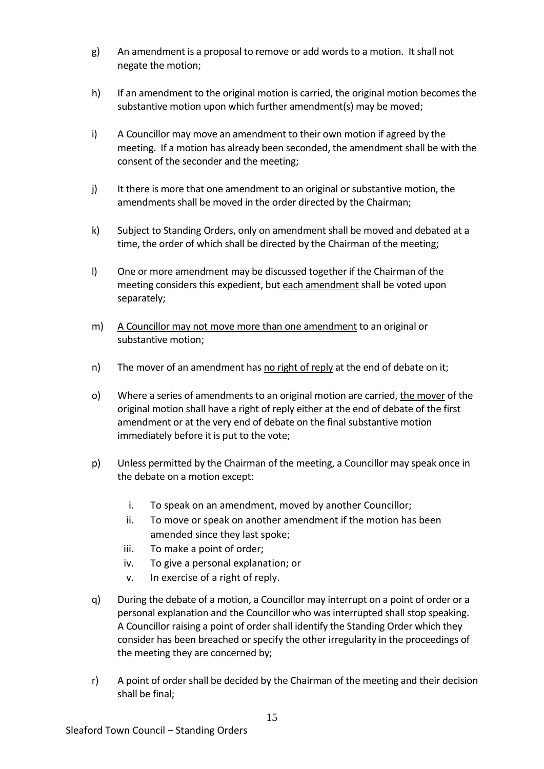g) An amendment is a proposal to remove or add words to a motion. It shall not negate the motion;

h) If an amendment to the original motion is carried, the original motion becomes the substantive motion upon which further amendment(s) may be moved;

i) A Councillor may move an amendment to their own motion if agreed by the meeting. If a motion has already been seconded, the amendment shall be with the consent of the seconder and the meeting;

j) It there is more that one amendment to an original or substantive motion, the amendments shall be moved in the order directed by the Chairman;

k) Subject to Standing Orders, only on amendment shall be moved and debated at a time, the order of which shall be directed by the Chairman of the meeting;

l) One or more amendment may be discussed together if the Chairman of the meeting considers this expedient, but <u>each amendment</u> shall be voted upon separately;

m) <u>A Councillor may not move more than one amendment</u> to an original or substantive motion;

n) The mover of an amendment has <u>no right of reply</u> at the end of debate on it;

o) Where a series of amendments to an original motion are carried, <u>the mover</u> of the original motion <u>shall have</u> a right of reply either at the end of debate of the first amendment or at the very end of debate on the final substantive motion immediately before it is put to the vote;

p) Unless permitted by the Chairman of the meeting, a Councillor may speak once in the debate on a motion except:

   i. To speak on an amendment, moved by another Councillor;
   ii. To move or speak on another amendment if the motion has been amended since they last spoke;
   iii. To make a point of order;
   iv. To give a personal explanation; or
   v. In exercise of a right of reply.

q) During the debate of a motion, a Councillor may interrupt on a point of order or a personal explanation and the Councillor who was interrupted shall stop speaking. A Councillor raising a point of order shall identify the Standing Order which they consider has been breached or specify the other irregularity in the proceedings of the meeting they are concerned by;

r) A point of order shall be decided by the Chairman of the meeting and their decision shall be final;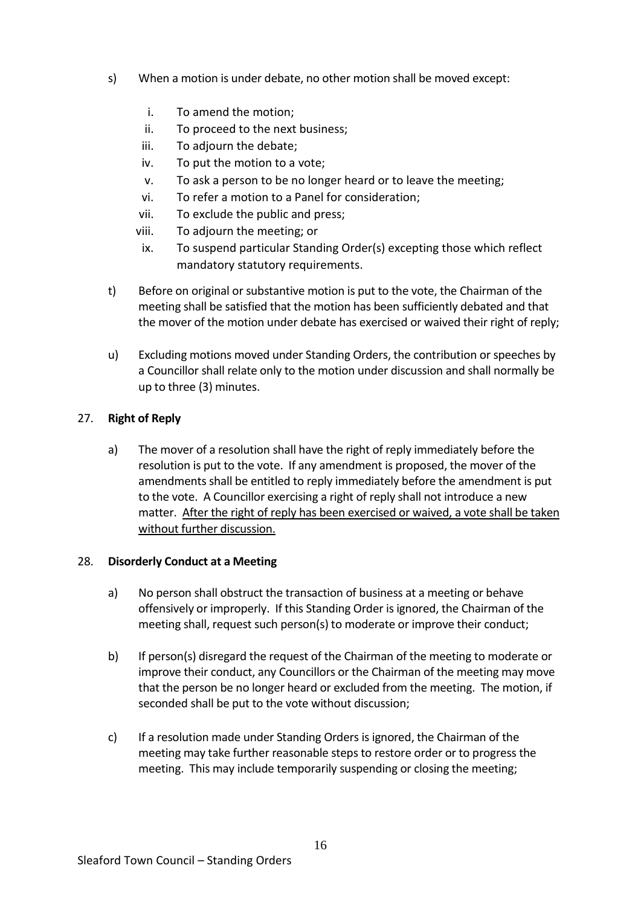s) When a motion is under debate, no other motion shall be moved except:

   i. To amend the motion;
   ii. To proceed to the next business;
   iii. To adjourn the debate;
   iv. To put the motion to a vote;
   v. To ask a person to be no longer heard or to leave the meeting;
   vi. To refer a motion to a Panel for consideration;
   vii. To exclude the public and press;
   viii. To adjourn the meeting; or
   ix. To suspend particular Standing Order(s) excepting those which reflect mandatory statutory requirements.

t) Before on original or substantive motion is put to the vote, the Chairman of the meeting shall be satisfied that the motion has been sufficiently debated and that the mover of the motion under debate has exercised or waived their right of reply;

u) Excluding motions moved under Standing Orders, the contribution or speeches by a Councillor shall relate only to the motion under discussion and shall normally be up to three (3) minutes.

27. **Right of Reply**

a) The mover of a resolution shall have the right of reply immediately before the resolution is put to the vote. If any amendment is proposed, the mover of the amendments shall be entitled to reply immediately before the amendment is put to the vote. A Councillor exercising a right of reply shall not introduce a new matter. <u>After the right of reply has been exercised or waived, a vote shall be taken without further discussion.</u>

28. **Disorderly Conduct at a Meeting**

a) No person shall obstruct the transaction of business at a meeting or behave offensively or improperly. If this Standing Order is ignored, the Chairman of the meeting shall, request such person(s) to moderate or improve their conduct;

b) If person(s) disregard the request of the Chairman of the meeting to moderate or improve their conduct, any Councillors or the Chairman of the meeting may move that the person be no longer heard or excluded from the meeting. The motion, if seconded shall be put to the vote without discussion;

c) If a resolution made under Standing Orders is ignored, the Chairman of the meeting may take further reasonable steps to restore order or to progress the meeting. This may include temporarily suspending or closing the meeting;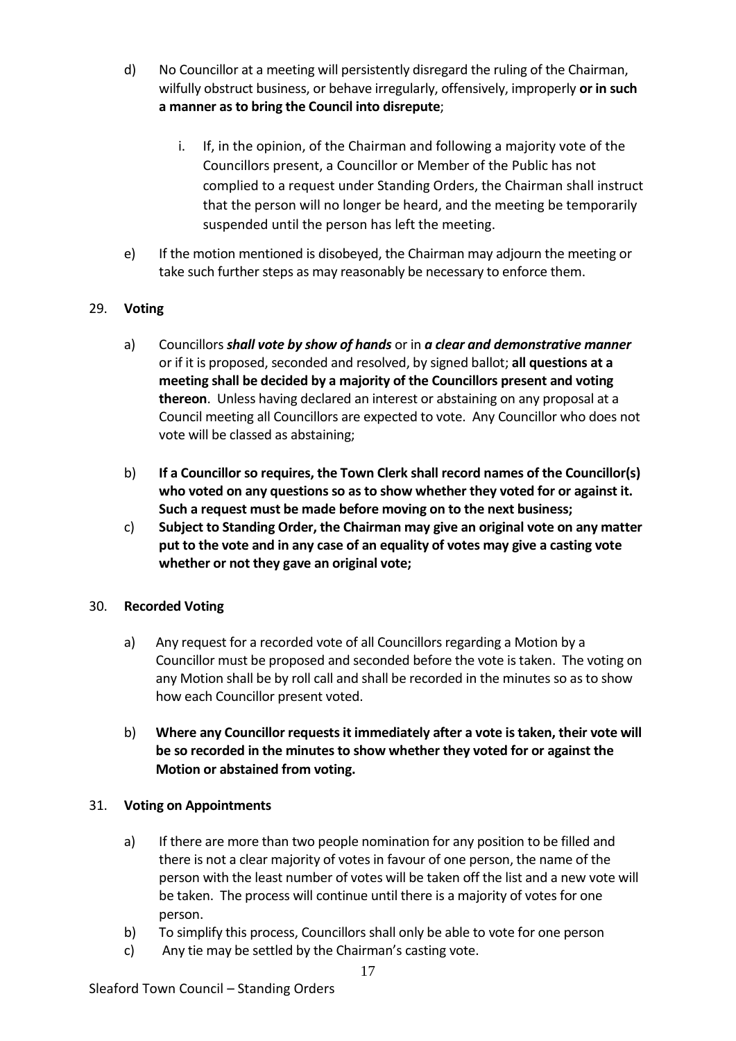d) No Councillor at a meeting will persistently disregard the ruling of the Chairman, wilfully obstruct business, or behave irregularly, offensively, improperly **or in such a manner as to bring the Council into disrepute**;

   i. If, in the opinion, of the Chairman and following a majority vote of the Councillors present, a Councillor or Member of the Public has not complied to a request under Standing Orders, the Chairman shall instruct that the person will no longer be heard, and the meeting be temporarily suspended until the person has left the meeting.

e) If the motion mentioned is disobeyed, the Chairman may adjourn the meeting or take such further steps as may reasonably be necessary to enforce them.

## 29. Voting

a) Councillors ***shall vote by show of hands*** or in ***a clear and demonstrative manner*** or if it is proposed, seconded and resolved, by signed ballot; **all questions at a meeting shall be decided by a majority of the Councillors present and voting thereon**. Unless having declared an interest or abstaining on any proposal at a Council meeting all Councillors are expected to vote. Any Councillor who does not vote will be classed as abstaining;

b) **If a Councillor so requires, the Town Clerk shall record names of the Councillor(s) who voted on any questions so as to show whether they voted for or against it. Such a request must be made before moving on to the next business;**

c) **Subject to Standing Order, the Chairman may give an original vote on any matter put to the vote and in any case of an equality of votes may give a casting vote whether or not they gave an original vote;**

## 30. Recorded Voting

a) Any request for a recorded vote of all Councillors regarding a Motion by a Councillor must be proposed and seconded before the vote is taken. The voting on any Motion shall be by roll call and shall be recorded in the minutes so as to show how each Councillor present voted.

b) **Where any Councillor requests it immediately after a vote is taken, their vote will be so recorded in the minutes to show whether they voted for or against the Motion or abstained from voting.**

## 31. Voting on Appointments

a) If there are more than two people nomination for any position to be filled and there is not a clear majority of votes in favour of one person, the name of the person with the least number of votes will be taken off the list and a new vote will be taken. The process will continue until there is a majority of votes for one person.

b) To simplify this process, Councillors shall only be able to vote for one person

c) Any tie may be settled by the Chairman's casting vote.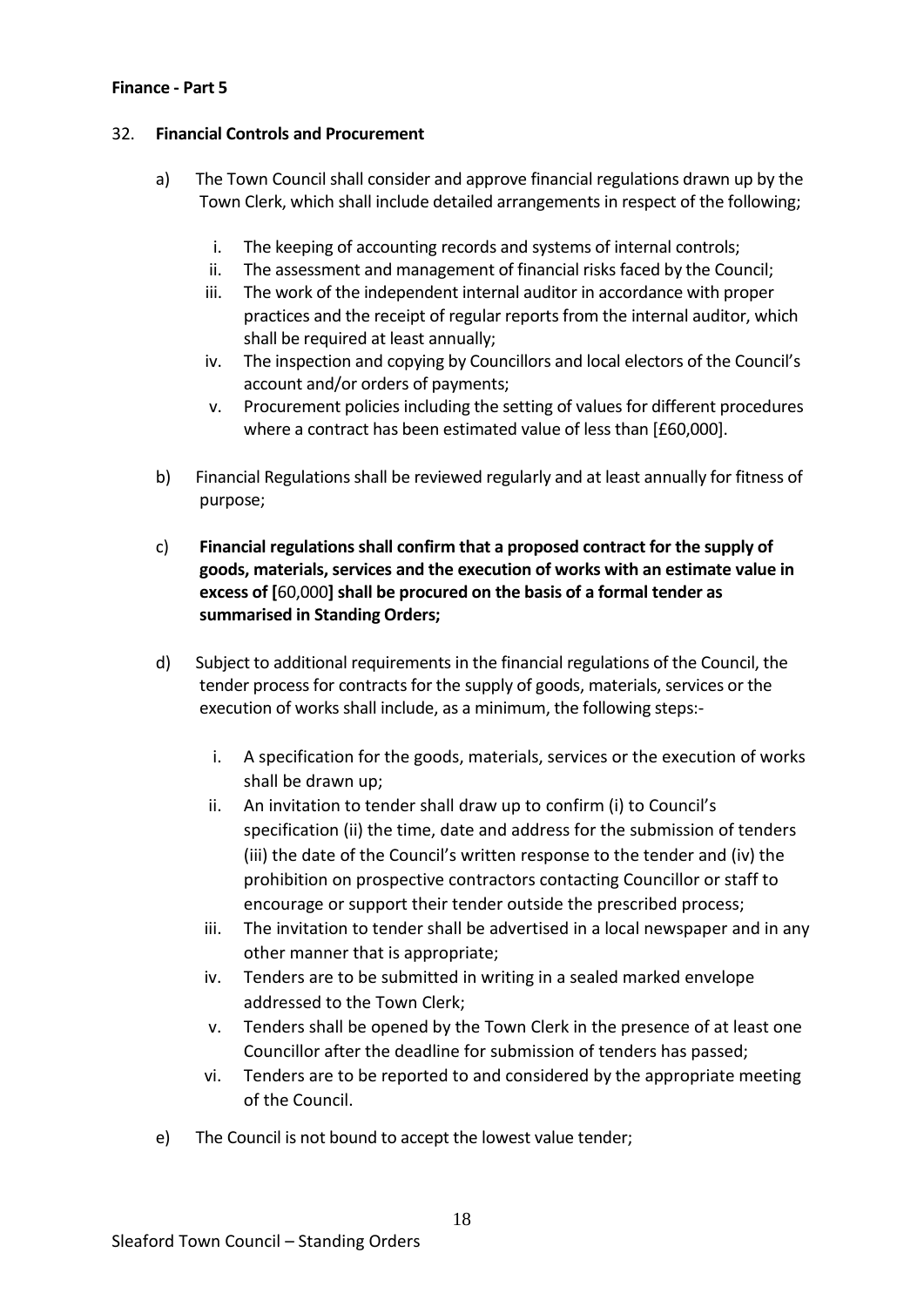**Finance - Part 5**

32. **Financial Controls and Procurement**

a) The Town Council shall consider and approve financial regulations drawn up by the Town Clerk, which shall include detailed arrangements in respect of the following;

   i. The keeping of accounting records and systems of internal controls;
   ii. The assessment and management of financial risks faced by the Council;
   iii. The work of the independent internal auditor in accordance with proper practices and the receipt of regular reports from the internal auditor, which shall be required at least annually;
   iv. The inspection and copying by Councillors and local electors of the Council's account and/or orders of payments;
   v. Procurement policies including the setting of values for different procedures where a contract has been estimated value of less than [£60,000].

b) Financial Regulations shall be reviewed regularly and at least annually for fitness of purpose;

c) **Financial regulations shall confirm that a proposed contract for the supply of goods, materials, services and the execution of works with an estimate value in excess of [**60,000**] shall be procured on the basis of a formal tender as summarised in Standing Orders;**

d) Subject to additional requirements in the financial regulations of the Council, the tender process for contracts for the supply of goods, materials, services or the execution of works shall include, as a minimum, the following steps:-

   i. A specification for the goods, materials, services or the execution of works shall be drawn up;
   ii. An invitation to tender shall draw up to confirm (i) to Council's specification (ii) the time, date and address for the submission of tenders (iii) the date of the Council's written response to the tender and (iv) the prohibition on prospective contractors contacting Councillor or staff to encourage or support their tender outside the prescribed process;
   iii. The invitation to tender shall be advertised in a local newspaper and in any other manner that is appropriate;
   iv. Tenders are to be submitted in writing in a sealed marked envelope addressed to the Town Clerk;
   v. Tenders shall be opened by the Town Clerk in the presence of at least one Councillor after the deadline for submission of tenders has passed;
   vi. Tenders are to be reported to and considered by the appropriate meeting of the Council.

e) The Council is not bound to accept the lowest value tender;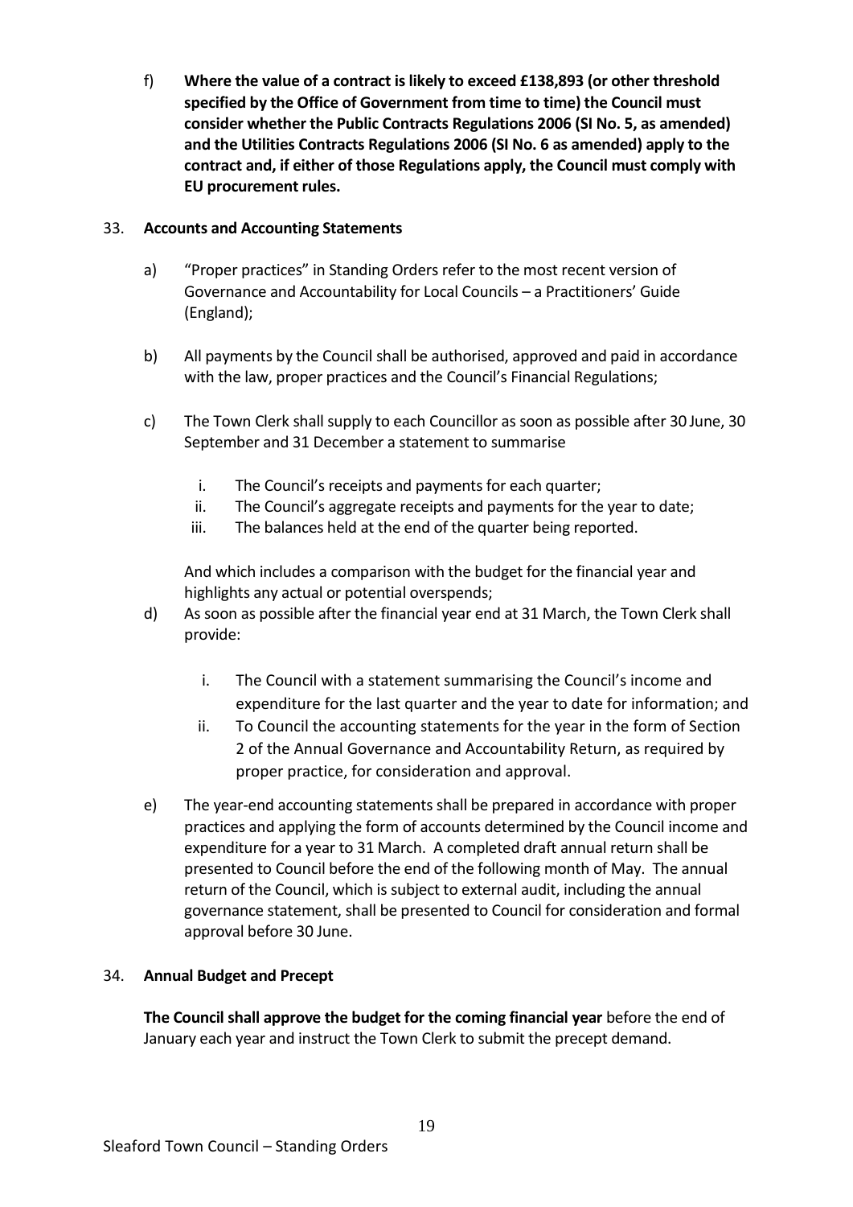f) **Where the value of a contract is likely to exceed £138,893 (or other threshold specified by the Office of Government from time to time) the Council must consider whether the Public Contracts Regulations 2006 (SI No. 5, as amended) and the Utilities Contracts Regulations 2006 (SI No. 6 as amended) apply to the contract and, if either of those Regulations apply, the Council must comply with EU procurement rules.**

## 33. Accounts and Accounting Statements

a) "Proper practices" in Standing Orders refer to the most recent version of Governance and Accountability for Local Councils – a Practitioners' Guide (England);

b) All payments by the Council shall be authorised, approved and paid in accordance with the law, proper practices and the Council's Financial Regulations;

c) The Town Clerk shall supply to each Councillor as soon as possible after 30 June, 30 September and 31 December a statement to summarise

   i. The Council's receipts and payments for each quarter;
   ii. The Council's aggregate receipts and payments for the year to date;
   iii. The balances held at the end of the quarter being reported.

   And which includes a comparison with the budget for the financial year and highlights any actual or potential overspends;

d) As soon as possible after the financial year end at 31 March, the Town Clerk shall provide:

   i. The Council with a statement summarising the Council's income and expenditure for the last quarter and the year to date for information; and
   ii. To Council the accounting statements for the year in the form of Section 2 of the Annual Governance and Accountability Return, as required by proper practice, for consideration and approval.

e) The year-end accounting statements shall be prepared in accordance with proper practices and applying the form of accounts determined by the Council income and expenditure for a year to 31 March. A completed draft annual return shall be presented to Council before the end of the following month of May. The annual return of the Council, which is subject to external audit, including the annual governance statement, shall be presented to Council for consideration and formal approval before 30 June.

## 34. Annual Budget and Precept

**The Council shall approve the budget for the coming financial year** before the end of January each year and instruct the Town Clerk to submit the precept demand.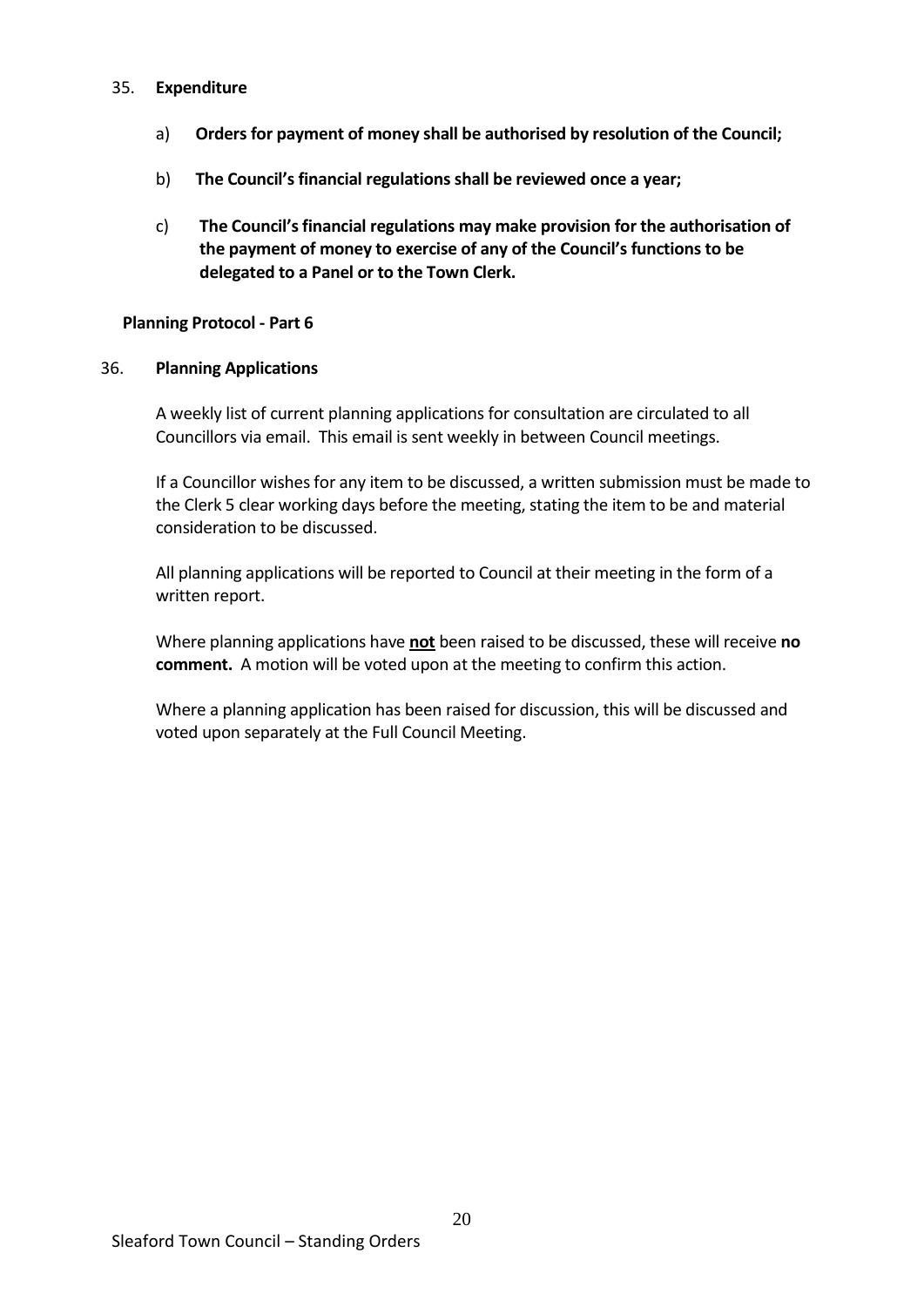35. **Expenditure**

a) **Orders for payment of money shall be authorised by resolution of the Council;**

b) **The Council's financial regulations shall be reviewed once a year;**

c) **The Council's financial regulations may make provision for the authorisation of the payment of money to exercise of any of the Council's functions to be delegated to a Panel or to the Town Clerk.**

**Planning Protocol - Part 6**

36. **Planning Applications**

A weekly list of current planning applications for consultation are circulated to all Councillors via email. This email is sent weekly in between Council meetings.

If a Councillor wishes for any item to be discussed, a written submission must be made to the Clerk 5 clear working days before the meeting, stating the item to be and material consideration to be discussed.

All planning applications will be reported to Council at their meeting in the form of a written report.

Where planning applications have **<u>not</u>** been raised to be discussed, these will receive **no comment.** A motion will be voted upon at the meeting to confirm this action.

Where a planning application has been raised for discussion, this will be discussed and voted upon separately at the Full Council Meeting.